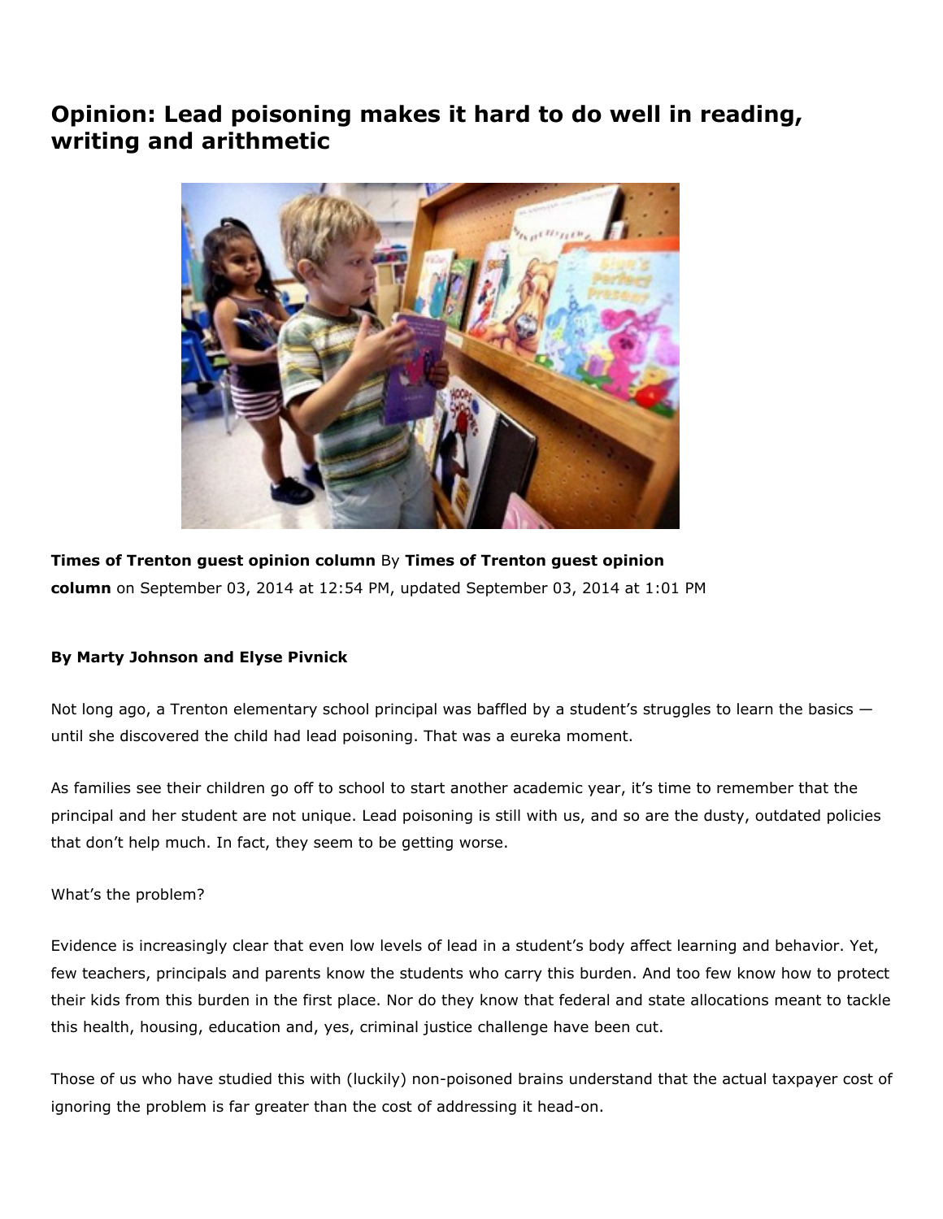# Opinion: Lead poisoning makes it hard to do well in reading, writing and arithmetic

**Times of Trenton guest opinion column** By **Times of Trenton guest opinion column** on September 03, 2014 at 12:54 PM, updated September 03, 2014 at 1:01 PM

**By Marty Johnson and Elyse Pivnick**

Not long ago, a Trenton elementary school principal was baffled by a student's struggles to learn the basics — until she discovered the child had lead poisoning. That was a eureka moment.

As families see their children go off to school to start another academic year, it's time to remember that the principal and her student are not unique. Lead poisoning is still with us, and so are the dusty, outdated policies that don't help much. In fact, they seem to be getting worse.

What's the problem?

Evidence is increasingly clear that even low levels of lead in a student's body affect learning and behavior. Yet, few teachers, principals and parents know the students who carry this burden. And too few know how to protect their kids from this burden in the first place. Nor do they know that federal and state allocations meant to tackle this health, housing, education and, yes, criminal justice challenge have been cut.

Those of us who have studied this with (luckily) non-poisoned brains understand that the actual taxpayer cost of ignoring the problem is far greater than the cost of addressing it head-on.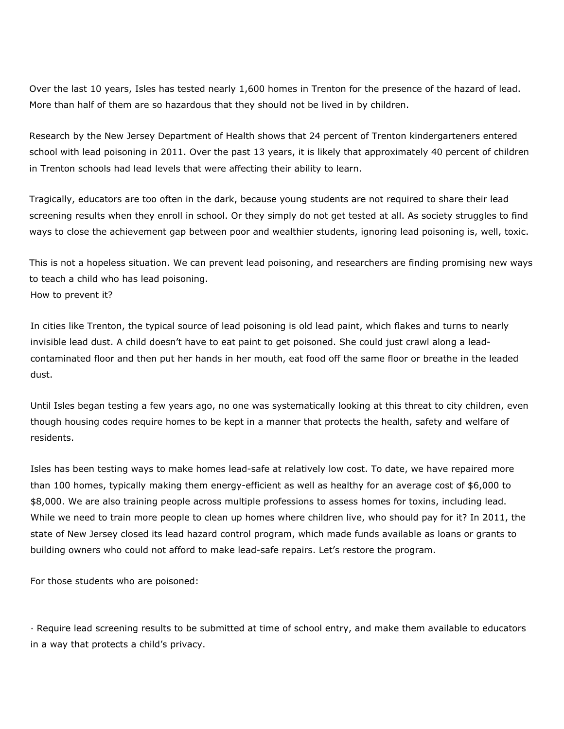Over the last 10 years, Isles has tested nearly 1,600 homes in Trenton for the presence of the hazard of lead. More than half of them are so hazardous that they should not be lived in by children.

Research by the New Jersey Department of Health shows that 24 percent of Trenton kindergarteners entered school with lead poisoning in 2011. Over the past 13 years, it is likely that approximately 40 percent of children in Trenton schools had lead levels that were affecting their ability to learn.

Tragically, educators are too often in the dark, because young students are not required to share their lead screening results when they enroll in school. Or they simply do not get tested at all. As society struggles to find ways to close the achievement gap between poor and wealthier students, ignoring lead poisoning is, well, toxic.

This is not a hopeless situation. We can prevent lead poisoning, and researchers are finding promising new ways to teach a child who has lead poisoning.

How to prevent it?

In cities like Trenton, the typical source of lead poisoning is old lead paint, which flakes and turns to nearly invisible lead dust. A child doesn't have to eat paint to get poisoned. She could just crawl along a lead-contaminated floor and then put her hands in her mouth, eat food off the same floor or breathe in the leaded dust.

Until Isles began testing a few years ago, no one was systematically looking at this threat to city children, even though housing codes require homes to be kept in a manner that protects the health, safety and welfare of residents.

Isles has been testing ways to make homes lead-safe at relatively low cost. To date, we have repaired more than 100 homes, typically making them energy-efficient as well as healthy for an average cost of $6,000 to $8,000. We are also training people across multiple professions to assess homes for toxins, including lead. While we need to train more people to clean up homes where children live, who should pay for it? In 2011, the state of New Jersey closed its lead hazard control program, which made funds available as loans or grants to building owners who could not afford to make lead-safe repairs. Let's restore the program.

For those students who are poisoned:

· Require lead screening results to be submitted at time of school entry, and make them available to educators in a way that protects a child's privacy.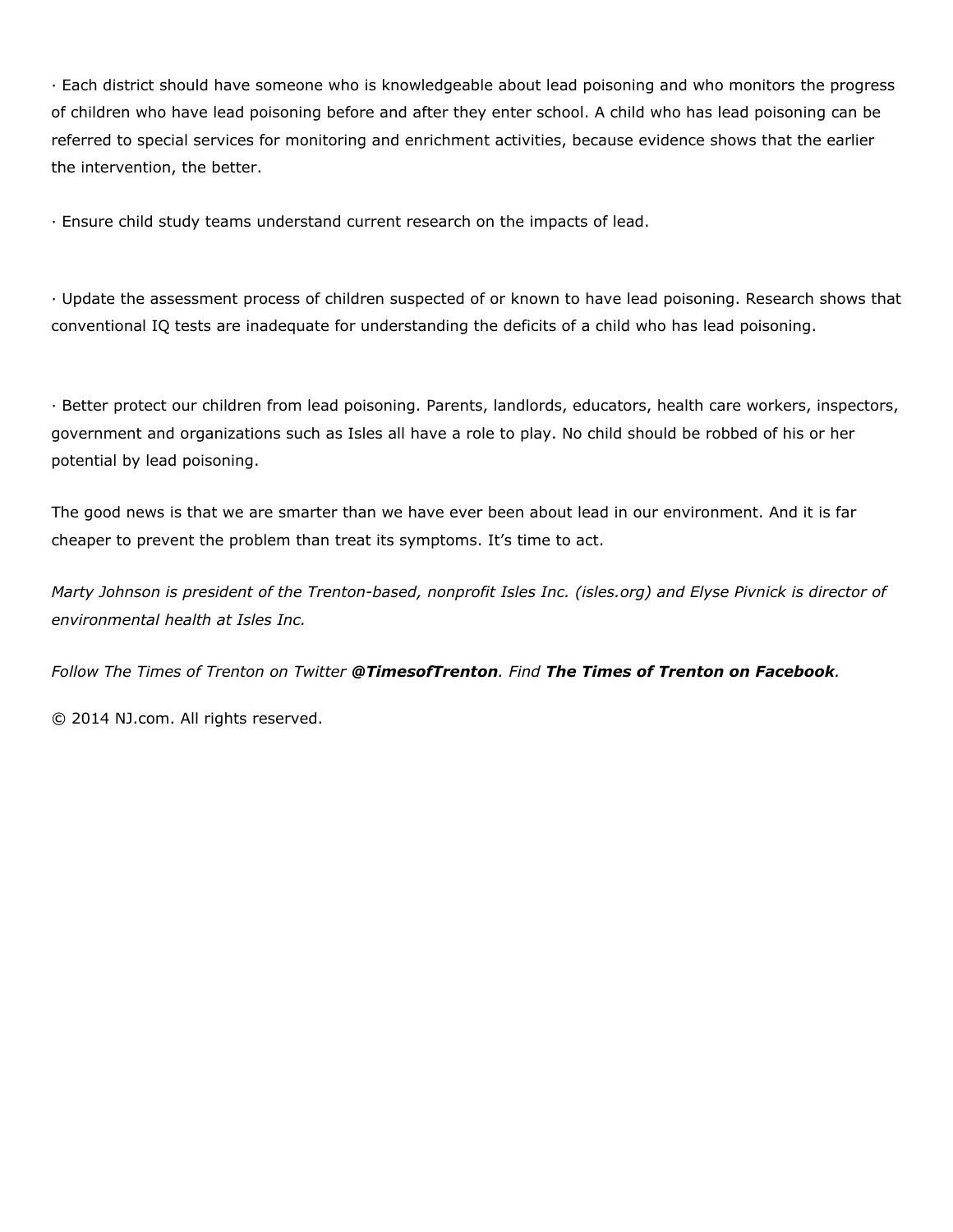· Each district should have someone who is knowledgeable about lead poisoning and who monitors the progress of children who have lead poisoning before and after they enter school. A child who has lead poisoning can be referred to special services for monitoring and enrichment activities, because evidence shows that the earlier the intervention, the better.

· Ensure child study teams understand current research on the impacts of lead.

· Update the assessment process of children suspected of or known to have lead poisoning. Research shows that conventional IQ tests are inadequate for understanding the deficits of a child who has lead poisoning.

· Better protect our children from lead poisoning. Parents, landlords, educators, health care workers, inspectors, government and organizations such as Isles all have a role to play. No child should be robbed of his or her potential by lead poisoning.

The good news is that we are smarter than we have ever been about lead in our environment. And it is far cheaper to prevent the problem than treat its symptoms. It's time to act.

*Marty Johnson is president of the Trenton-based, nonprofit Isles Inc. (isles.org) and Elyse Pivnick is director of environmental health at Isles Inc.*

*Follow The Times of Trenton on Twitter* ***@TimesofTrenton****. Find* ***The Times of Trenton on Facebook****.*

© 2014 NJ.com. All rights reserved.